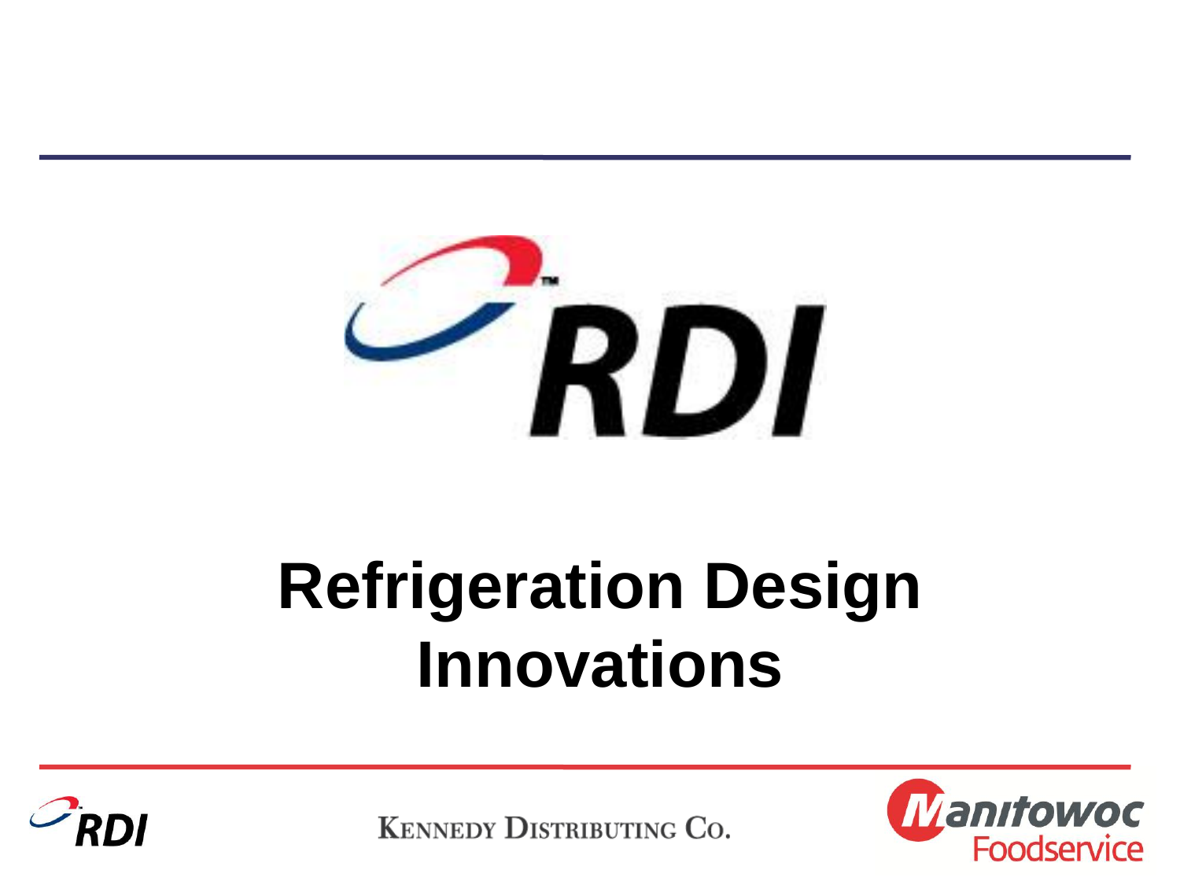# Refrigeration Design Innovations

KENNEDY DISTRIBUTING CO.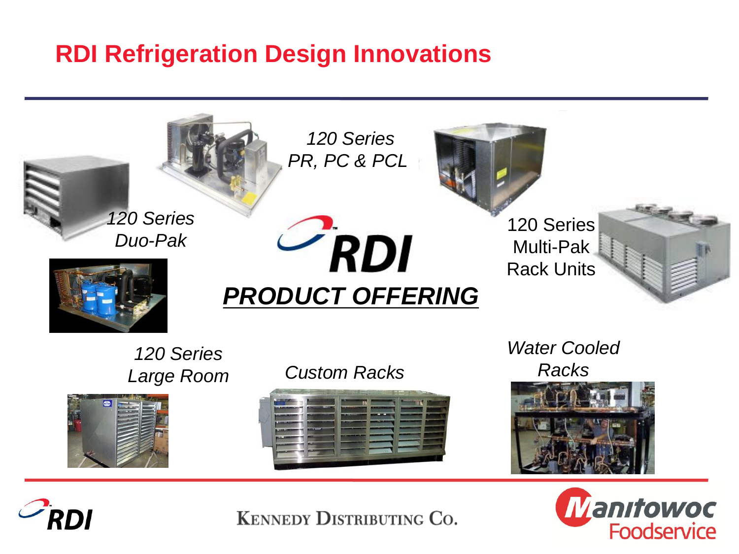# RDI Refrigeration Design Innovations

*120 Series PR, PC & PCL*

*120 Series Duo-Pak*

120 Series Multi-Pak Rack Units

***PRODUCT OFFERING***

*120 Series Large Room*

*Custom Racks*

*Water Cooled Racks*

KENNEDY DISTRIBUTING CO.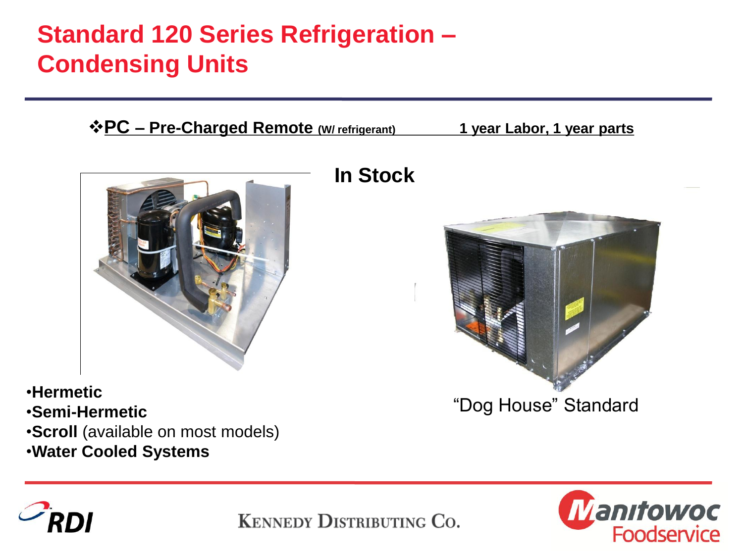# Standard 120 Series Refrigeration – Condensing Units

❖**PC – Pre-Charged Remote (W/ refrigerant)** **1 year Labor, 1 year parts**

**In Stock**

- **Hermetic**
- **Semi-Hermetic**
- **Scroll** (available on most models)
- **Water Cooled Systems**

"Dog House" Standard

RDI

KENNEDY DISTRIBUTING CO.

Manitowoc Foodservice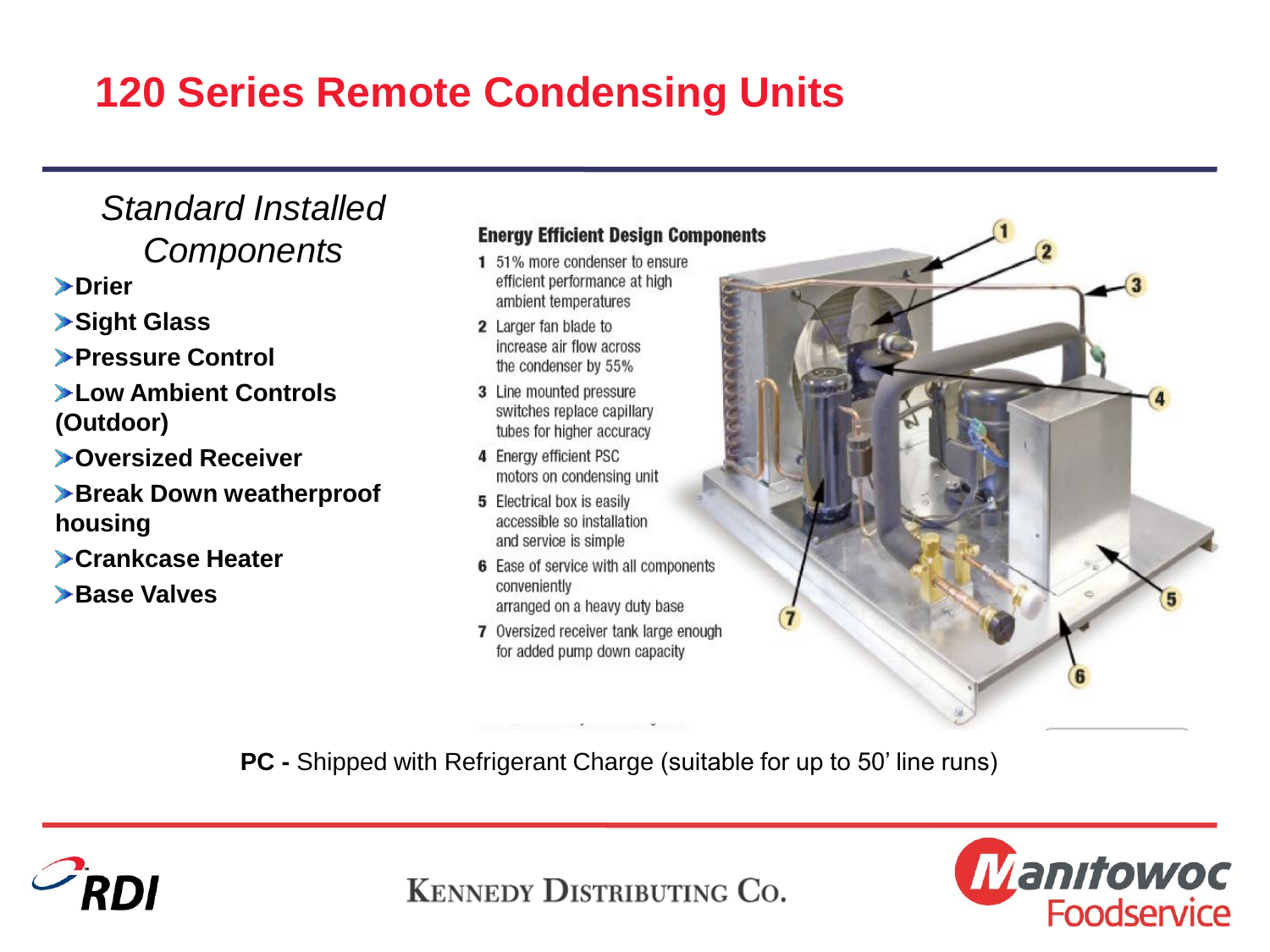# 120 Series Remote Condensing Units

*Standard Installed Components*

- **Drier**
- **Sight Glass**
- **Pressure Control**
- **Low Ambient Controls (Outdoor)**
- **Oversized Receiver**
- **Break Down weatherproof housing**
- **Crankcase Heater**
- **Base Valves**

**Energy Efficient Design Components**

1. 51% more condenser to ensure efficient performance at high ambient temperatures
2. Larger fan blade to increase air flow across the condenser by 55%
3. Line mounted pressure switches replace capillary tubes for higher accuracy
4. Energy efficient PSC motors on condensing unit
5. Electrical box is easily accessible so installation and service is simple
6. Ease of service with all components conveniently arranged on a heavy duty base
7. Oversized receiver tank large enough for added pump down capacity

**PC -** Shipped with Refrigerant Charge (suitable for up to 50' line runs)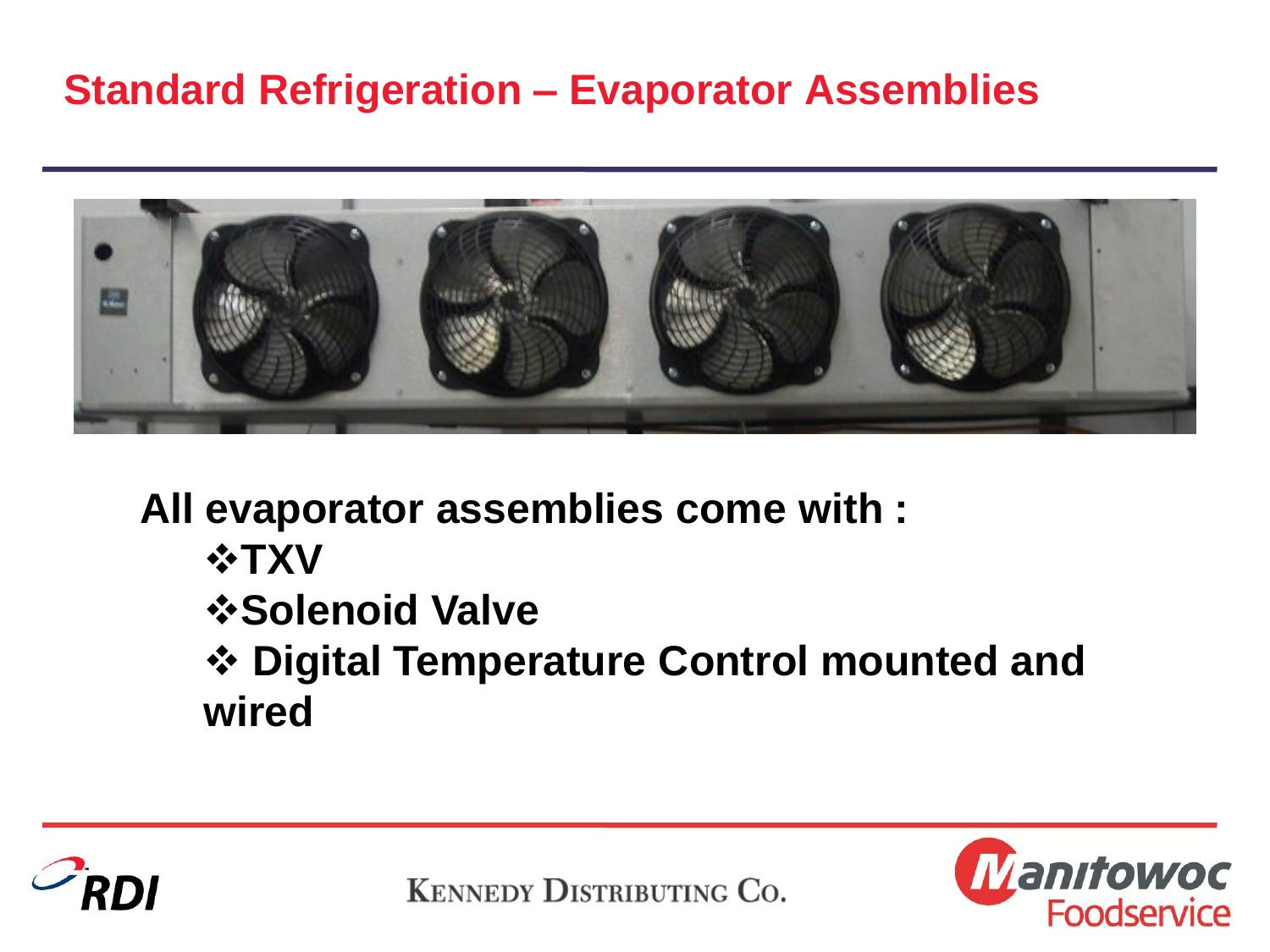# Standard Refrigeration – Evaporator Assemblies

**All evaporator assemblies come with :**

- **TXV**
- **Solenoid Valve**
- **Digital Temperature Control mounted and wired**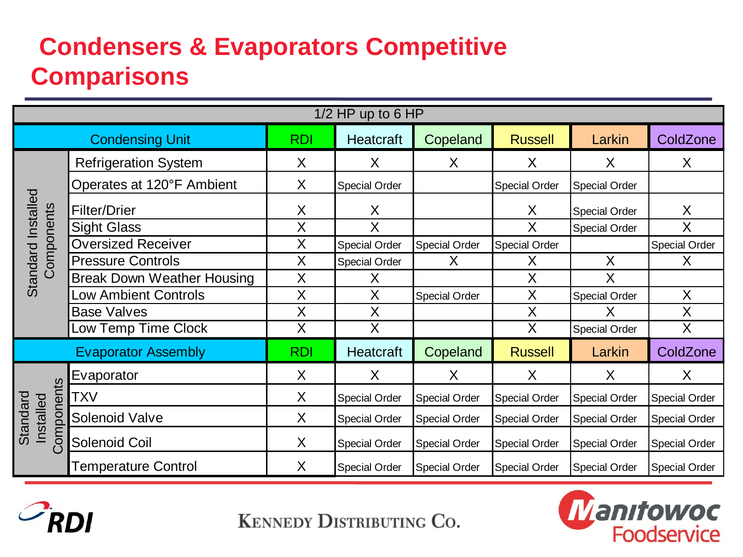# Condensers & Evaporators Competitive Comparisons

| 1/2 HP up to 6 HP | | | | | | | |
|---|---|---|---|---|---|---|---|
| Condensing Unit | | RDI | Heatcraft | Copeland | Russell | Larkin | ColdZone |
| Standard Installed Components | Refrigeration System | X | X | X | X | X | X |
| | Operates at 120°F Ambient | X | Special Order | | Special Order | Special Order | |
| | Filter/Drier | X | X | | X | Special Order | X |
| | Sight Glass | X | X | | X | Special Order | X |
| | Oversized Receiver | X | Special Order | Special Order | Special Order | | Special Order |
| | Pressure Controls | X | Special Order | X | X | X | X |
| | Break Down Weather Housing | X | X | | X | X | |
| | Low Ambient Controls | X | X | Special Order | X | Special Order | X |
| | Base Valves | X | X | | X | X | X |
| | Low Temp Time Clock | X | X | | X | Special Order | X |
| Evaporator Assembly | | RDI | Heatcraft | Copeland | Russell | Larkin | ColdZone |
| Standard Installed Components | Evaporator | X | X | X | X | X | X |
| | TXV | X | Special Order | Special Order | Special Order | Special Order | Special Order |
| | Solenoid Valve | X | Special Order | Special Order | Special Order | Special Order | Special Order |
| | Solenoid Coil | X | Special Order | Special Order | Special Order | Special Order | Special Order |
| | Temperature Control | X | Special Order | Special Order | Special Order | Special Order | Special Order |

RDI

KENNEDY DISTRIBUTING CO.

Manitowoc Foodservice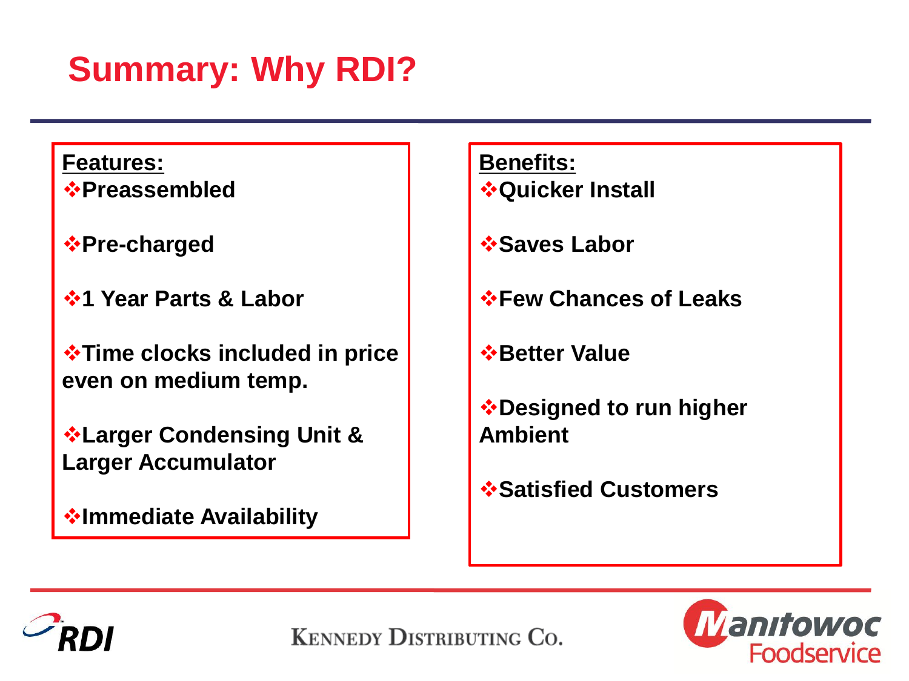# Summary: Why RDI?

**Features:**

- **Preassembled**
- **Pre-charged**
- **1 Year Parts & Labor**
- **Time clocks included in price even on medium temp.**
- **Larger Condensing Unit & Larger Accumulator**
- **Immediate Availability**

**Benefits:**

- **Quicker Install**
- **Saves Labor**
- **Few Chances of Leaks**
- **Better Value**
- **Designed to run higher Ambient**
- **Satisfied Customers**

RDI

KENNEDY DISTRIBUTING CO.

Manitowoc Foodservice